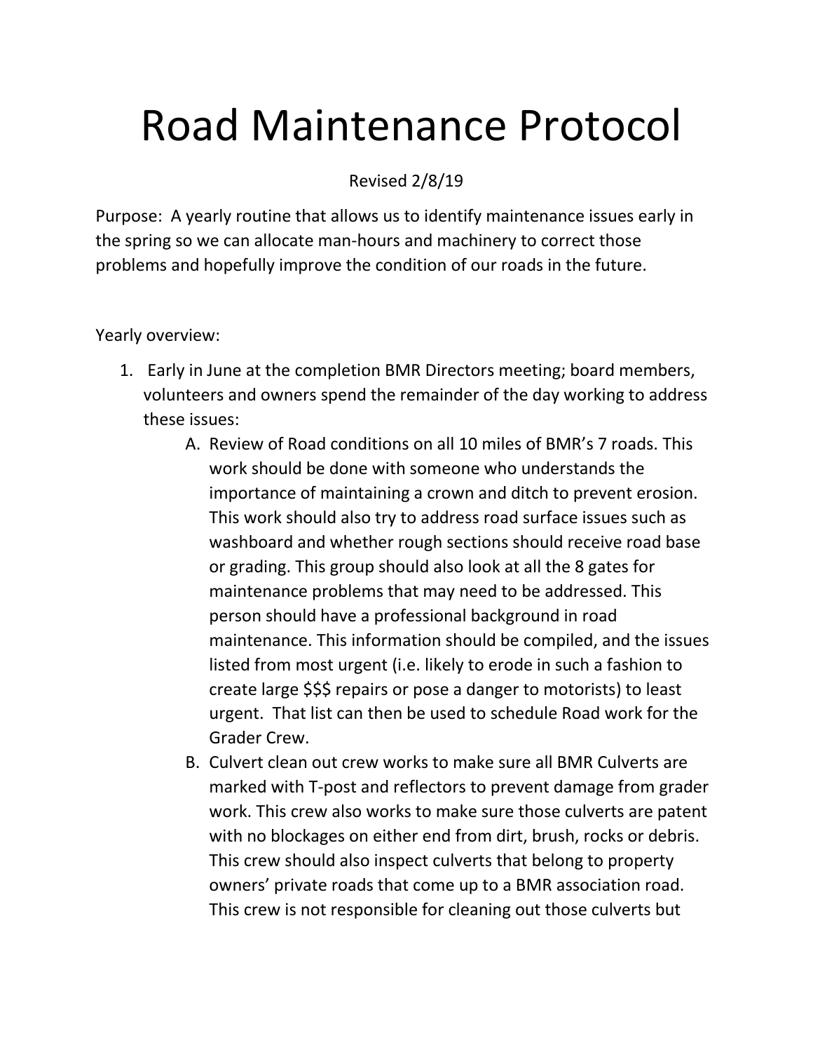# Road Maintenance Protocol

Revised 2/8/19

Purpose: A yearly routine that allows us to identify maintenance issues early in the spring so we can allocate man-hours and machinery to correct those problems and hopefully improve the condition of our roads in the future.

Yearly overview:

1. Early in June at the completion BMR Directors meeting; board members, volunteers and owners spend the remainder of the day working to address these issues:
   A. Review of Road conditions on all 10 miles of BMR's 7 roads. This work should be done with someone who understands the importance of maintaining a crown and ditch to prevent erosion. This work should also try to address road surface issues such as washboard and whether rough sections should receive road base or grading. This group should also look at all the 8 gates for maintenance problems that may need to be addressed. This person should have a professional background in road maintenance. This information should be compiled, and the issues listed from most urgent (i.e. likely to erode in such a fashion to create large $$$ repairs or pose a danger to motorists) to least urgent. That list can then be used to schedule Road work for the Grader Crew.
   B. Culvert clean out crew works to make sure all BMR Culverts are marked with T-post and reflectors to prevent damage from grader work. This crew also works to make sure those culverts are patent with no blockages on either end from dirt, brush, rocks or debris. This crew should also inspect culverts that belong to property owners' private roads that come up to a BMR association road. This crew is not responsible for cleaning out those culverts but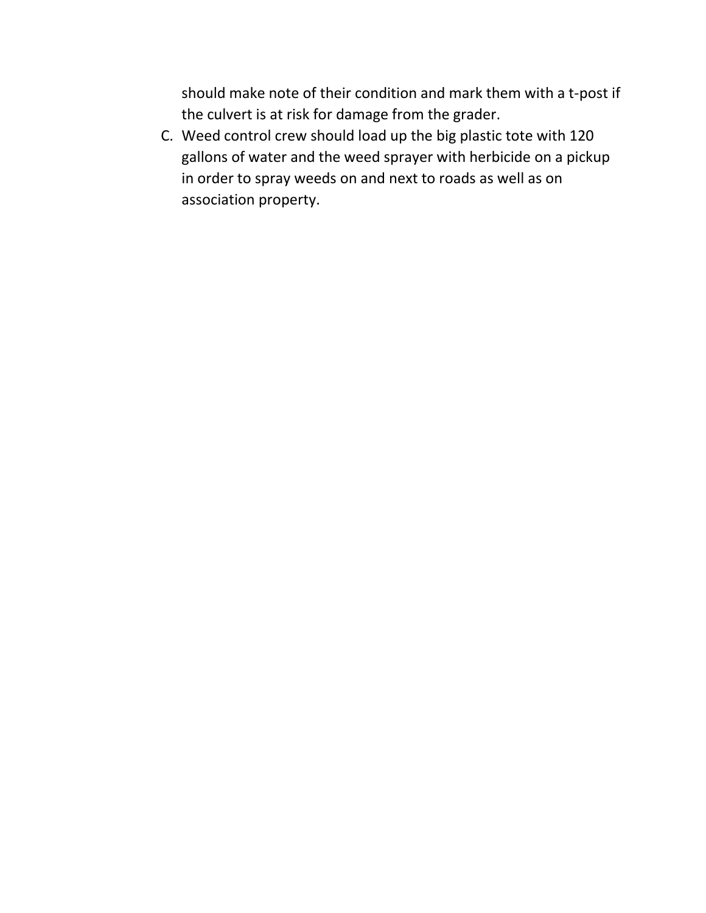should make note of their condition and mark them with a t-post if the culvert is at risk for damage from the grader.

C. Weed control crew should load up the big plastic tote with 120 gallons of water and the weed sprayer with herbicide on a pickup in order to spray weeds on and next to roads as well as on association property.